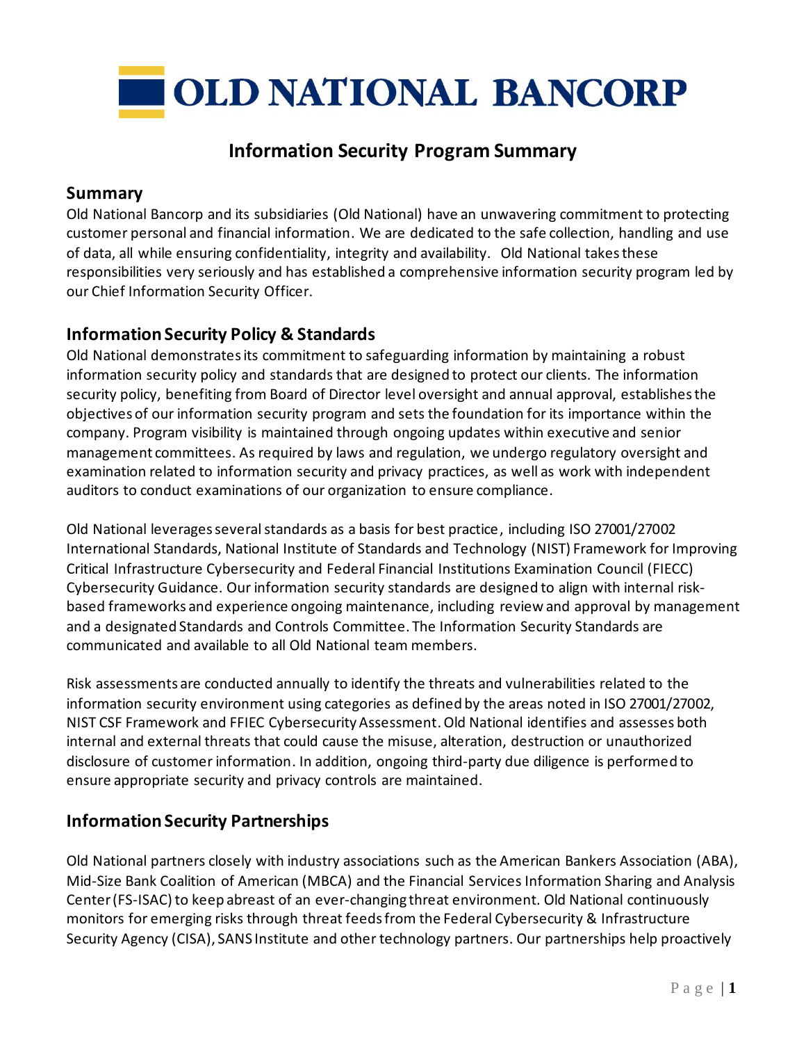# OLD NATIONAL BANCORP

## Information Security Program Summary

### Summary

Old National Bancorp and its subsidiaries (Old National) have an unwavering commitment to protecting customer personal and financial information. We are dedicated to the safe collection, handling and use of data, all while ensuring confidentiality, integrity and availability. Old National takes these responsibilities very seriously and has established a comprehensive information security program led by our Chief Information Security Officer.

### Information Security Policy & Standards

Old National demonstrates its commitment to safeguarding information by maintaining a robust information security policy and standards that are designed to protect our clients. The information security policy, benefiting from Board of Director level oversight and annual approval, establishes the objectives of our information security program and sets the foundation for its importance within the company. Program visibility is maintained through ongoing updates within executive and senior management committees. As required by laws and regulation, we undergo regulatory oversight and examination related to information security and privacy practices, as well as work with independent auditors to conduct examinations of our organization to ensure compliance.

Old National leverages several standards as a basis for best practice, including ISO 27001/27002 International Standards, National Institute of Standards and Technology (NIST) Framework for Improving Critical Infrastructure Cybersecurity and Federal Financial Institutions Examination Council (FIECC) Cybersecurity Guidance. Our information security standards are designed to align with internal risk-based frameworks and experience ongoing maintenance, including review and approval by management and a designated Standards and Controls Committee. The Information Security Standards are communicated and available to all Old National team members.

Risk assessments are conducted annually to identify the threats and vulnerabilities related to the information security environment using categories as defined by the areas noted in ISO 27001/27002, NIST CSF Framework and FFIEC Cybersecurity Assessment. Old National identifies and assesses both internal and external threats that could cause the misuse, alteration, destruction or unauthorized disclosure of customer information. In addition, ongoing third-party due diligence is performed to ensure appropriate security and privacy controls are maintained.

### Information Security Partnerships

Old National partners closely with industry associations such as the American Bankers Association (ABA), Mid-Size Bank Coalition of American (MBCA) and the Financial Services Information Sharing and Analysis Center (FS-ISAC) to keep abreast of an ever-changing threat environment. Old National continuously monitors for emerging risks through threat feeds from the Federal Cybersecurity & Infrastructure Security Agency (CISA), SANS Institute and other technology partners. Our partnerships help proactively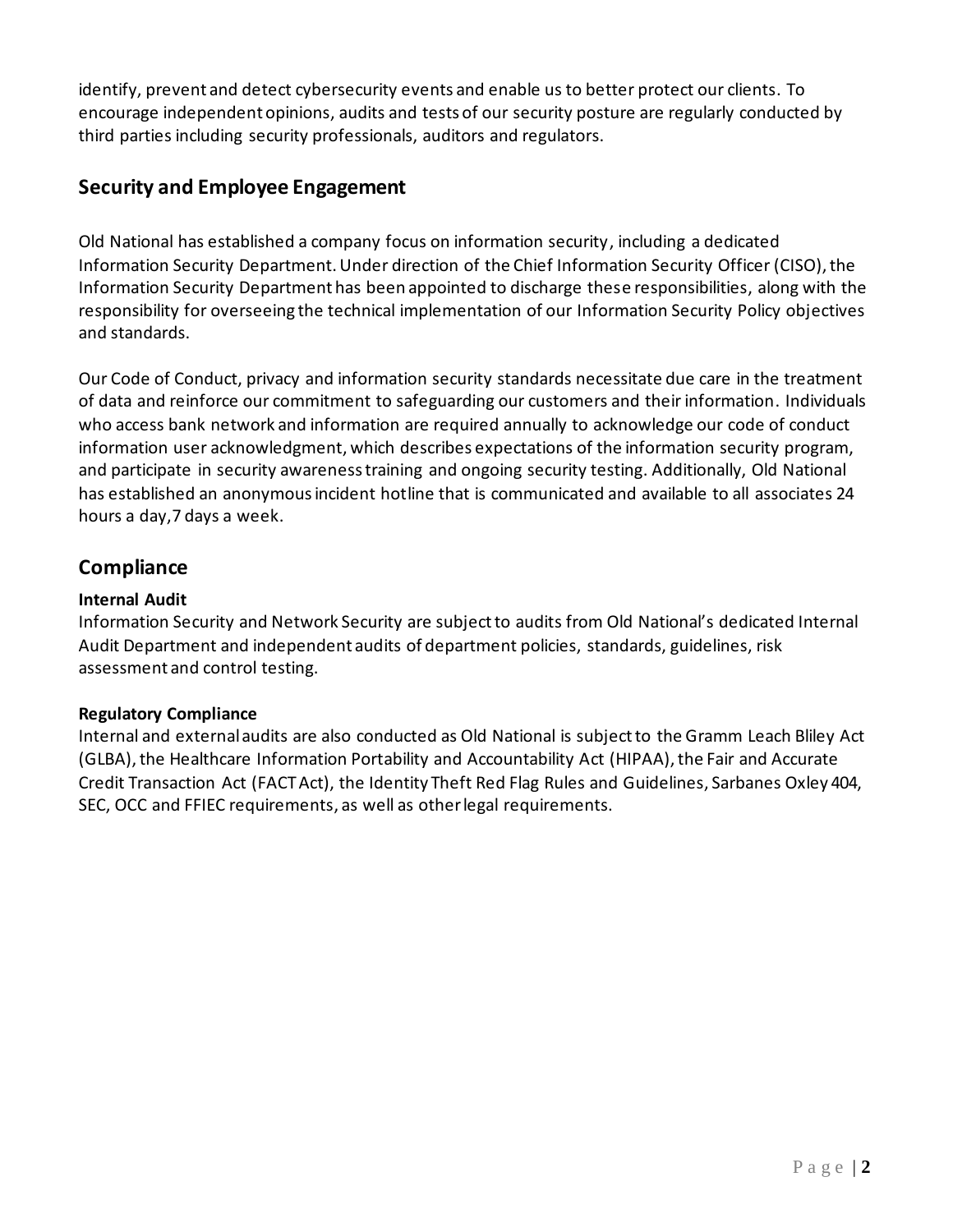identify, prevent and detect cybersecurity events and enable us to better protect our clients. To encourage independent opinions, audits and tests of our security posture are regularly conducted by third parties including security professionals, auditors and regulators.

## Security and Employee Engagement

Old National has established a company focus on information security, including a dedicated Information Security Department. Under direction of the Chief Information Security Officer (CISO), the Information Security Department has been appointed to discharge these responsibilities, along with the responsibility for overseeing the technical implementation of our Information Security Policy objectives and standards.

Our Code of Conduct, privacy and information security standards necessitate due care in the treatment of data and reinforce our commitment to safeguarding our customers and their information. Individuals who access bank network and information are required annually to acknowledge our code of conduct information user acknowledgment, which describes expectations of the information security program, and participate in security awareness training and ongoing security testing. Additionally, Old National has established an anonymous incident hotline that is communicated and available to all associates 24 hours a day,7 days a week.

## Compliance

### Internal Audit

Information Security and Network Security are subject to audits from Old National's dedicated Internal Audit Department and independent audits of department policies, standards, guidelines, risk assessment and control testing.

### Regulatory Compliance

Internal and external audits are also conducted as Old National is subject to the Gramm Leach Bliley Act (GLBA), the Healthcare Information Portability and Accountability Act (HIPAA), the Fair and Accurate Credit Transaction Act (FACT Act), the Identity Theft Red Flag Rules and Guidelines, Sarbanes Oxley 404, SEC, OCC and FFIEC requirements, as well as other legal requirements.